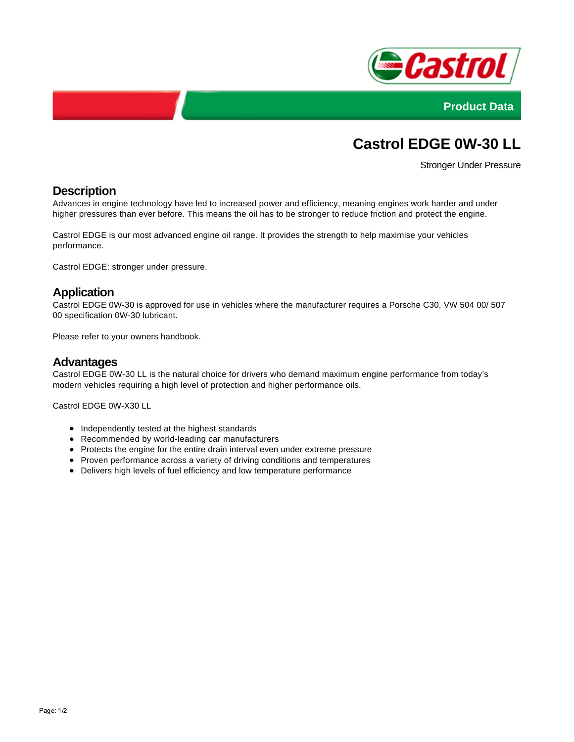Product Data

# Castrol EDGE 0W-30 LL

Stronger Under Pressure

## Description

Advances in engine technology have led to increased power and efficiency, meaning engines work harder and under higher pressures than ever before. This means the oil has to be stronger to reduce friction and protect the engine.

Castrol EDGE is our most advanced engine oil range. It provides the strength to help maximise your vehicles performance.

Castrol EDGE: stronger under pressure.

## Application

Castrol EDGE 0W-30 is approved for use in vehicles where the manufacturer requires a Porsche C30, VW 504 00/ 507 00 specification 0W-30 lubricant.

Please refer to your owners handbook.

## Advantages

Castrol EDGE 0W-30 LL is the natural choice for drivers who demand maximum engine performance from today's modern vehicles requiring a high level of protection and higher performance oils.

Castrol EDGE 0W-X30 LL

- Independently tested at the highest standards
- Recommended by world-leading car manufacturers
- Protects the engine for the entire drain interval even under extreme pressure
- Proven performance across a variety of driving conditions and temperatures
- Delivers high levels of fuel efficiency and low temperature performance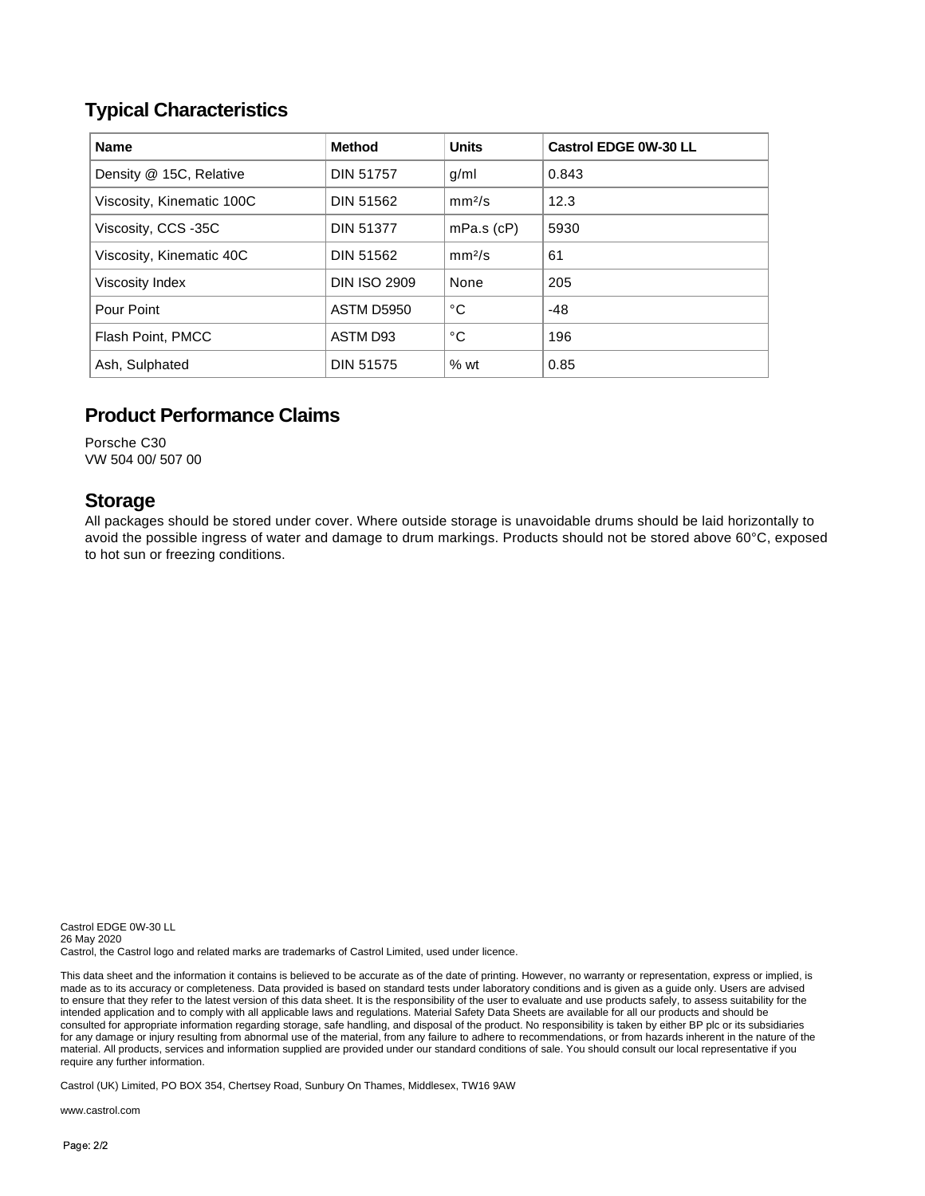## Typical Characteristics

| Name | Method | Units | Castrol EDGE 0W-30 LL |
|---|---|---|---|
| Density @ 15C, Relative | DIN 51757 | g/ml | 0.843 |
| Viscosity, Kinematic 100C | DIN 51562 | mm²/s | 12.3 |
| Viscosity, CCS -35C | DIN 51377 | mPa.s (cP) | 5930 |
| Viscosity, Kinematic 40C | DIN 51562 | mm²/s | 61 |
| Viscosity Index | DIN ISO 2909 | None | 205 |
| Pour Point | ASTM D5950 | °C | -48 |
| Flash Point, PMCC | ASTM D93 | °C | 196 |
| Ash, Sulphated | DIN 51575 | % wt | 0.85 |

## Product Performance Claims

Porsche C30
VW 504 00/ 507 00

## Storage

All packages should be stored under cover. Where outside storage is unavoidable drums should be laid horizontally to avoid the possible ingress of water and damage to drum markings. Products should not be stored above 60°C, exposed to hot sun or freezing conditions.

Castrol EDGE 0W-30 LL
26 May 2020
Castrol, the Castrol logo and related marks are trademarks of Castrol Limited, used under licence.

This data sheet and the information it contains is believed to be accurate as of the date of printing. However, no warranty or representation, express or implied, is made as to its accuracy or completeness. Data provided is based on standard tests under laboratory conditions and is given as a guide only. Users are advised to ensure that they refer to the latest version of this data sheet. It is the responsibility of the user to evaluate and use products safely, to assess suitability for the intended application and to comply with all applicable laws and regulations. Material Safety Data Sheets are available for all our products and should be consulted for appropriate information regarding storage, safe handling, and disposal of the product. No responsibility is taken by either BP plc or its subsidiaries for any damage or injury resulting from abnormal use of the material, from any failure to adhere to recommendations, or from hazards inherent in the nature of the material. All products, services and information supplied are provided under our standard conditions of sale. You should consult our local representative if you require any further information.

Castrol (UK) Limited, PO BOX 354, Chertsey Road, Sunbury On Thames, Middlesex, TW16 9AW

www.castrol.com